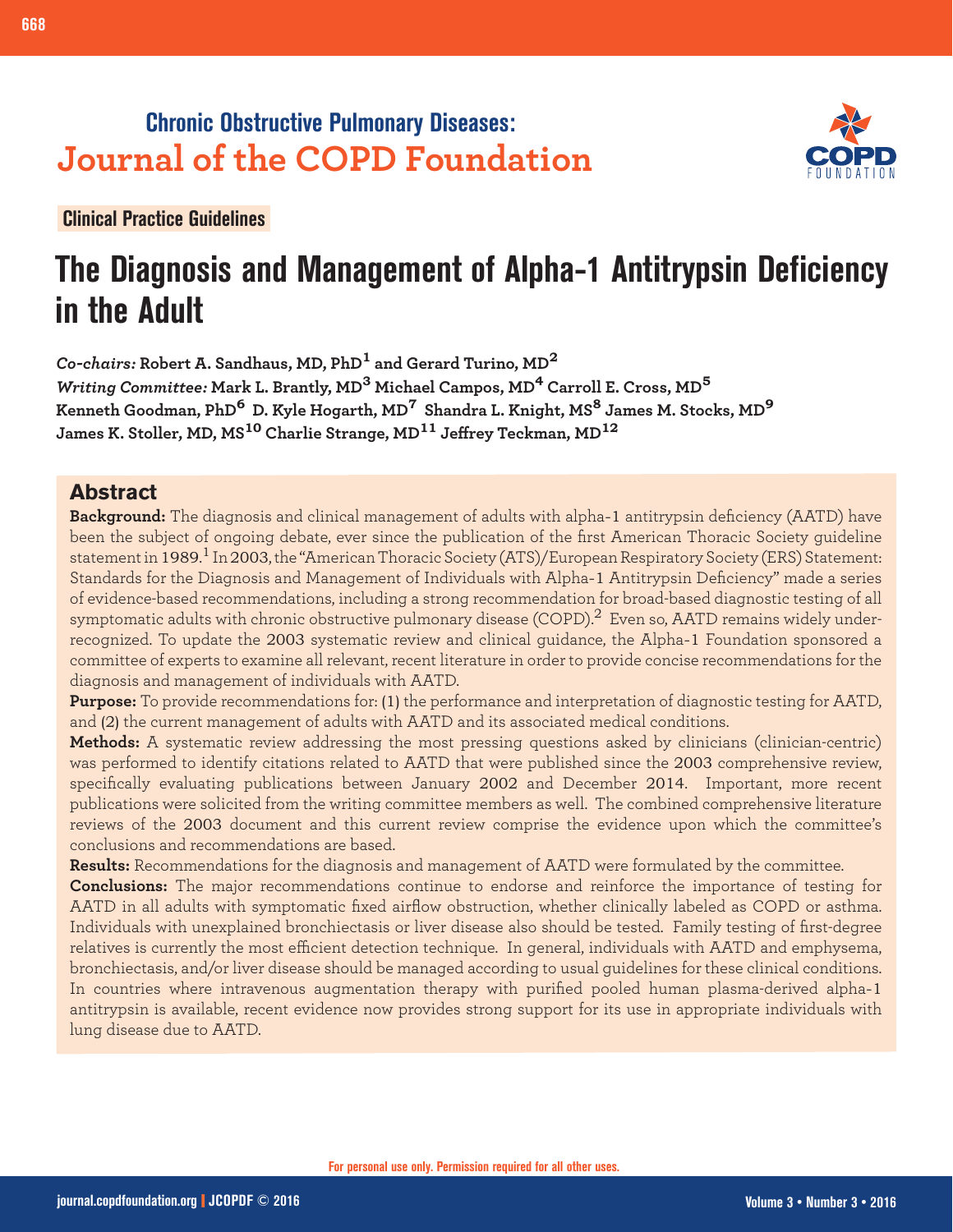Chronic Obstructive Pulmonary Diseases:
**Journal of the COPD Foundation**

**Clinical Practice Guidelines**

# The Diagnosis and Management of Alpha-1 Antitrypsin Deficiency in the Adult

*Co-chairs:* **Robert A. Sandhaus, MD, PhD[1] and Gerard Turino, MD[2]**
*Writing Committee:* **Mark L. Brantly, MD[3] Michael Campos, MD[4] Carroll E. Cross, MD[5] Kenneth Goodman, PhD[6] D. Kyle Hogarth, MD[7] Shandra L. Knight, MS[8] James M. Stocks, MD[9] James K. Stoller, MD, MS[10] Charlie Strange, MD[11] Jeffrey Teckman, MD[12]**

## Abstract

**Background:** The diagnosis and clinical management of adults with alpha-1 antitrypsin deficiency (AATD) have been the subject of ongoing debate, ever since the publication of the first American Thoracic Society guideline statement in 1989.[1] In 2003, the "American Thoracic Society (ATS)/European Respiratory Society (ERS) Statement: Standards for the Diagnosis and Management of Individuals with Alpha-1 Antitrypsin Deficiency" made a series of evidence-based recommendations, including a strong recommendation for broad-based diagnostic testing of all symptomatic adults with chronic obstructive pulmonary disease (COPD).[2] Even so, AATD remains widely under-recognized. To update the 2003 systematic review and clinical guidance, the Alpha-1 Foundation sponsored a committee of experts to examine all relevant, recent literature in order to provide concise recommendations for the diagnosis and management of individuals with AATD.

**Purpose:** To provide recommendations for: (1) the performance and interpretation of diagnostic testing for AATD, and (2) the current management of adults with AATD and its associated medical conditions.

**Methods:** A systematic review addressing the most pressing questions asked by clinicians (clinician-centric) was performed to identify citations related to AATD that were published since the 2003 comprehensive review, specifically evaluating publications between January 2002 and December 2014. Important, more recent publications were solicited from the writing committee members as well. The combined comprehensive literature reviews of the 2003 document and this current review comprise the evidence upon which the committee's conclusions and recommendations are based.

**Results:** Recommendations for the diagnosis and management of AATD were formulated by the committee.

**Conclusions:** The major recommendations continue to endorse and reinforce the importance of testing for AATD in all adults with symptomatic fixed airflow obstruction, whether clinically labeled as COPD or asthma. Individuals with unexplained bronchiectasis or liver disease also should be tested. Family testing of first-degree relatives is currently the most efficient detection technique. In general, individuals with AATD and emphysema, bronchiectasis, and/or liver disease should be managed according to usual guidelines for these clinical conditions. In countries where intravenous augmentation therapy with purified pooled human plasma-derived alpha-1 antitrypsin is available, recent evidence now provides strong support for its use in appropriate individuals with lung disease due to AATD.

For personal use only. Permission required for all other uses.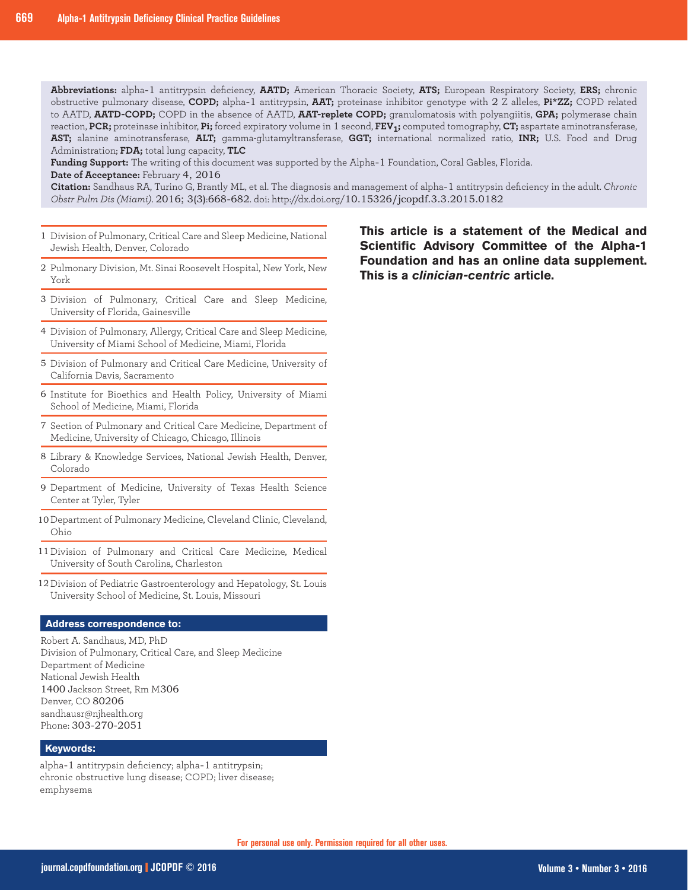**Abbreviations:** alpha-1 antitrypsin deficiency, **AATD;** American Thoracic Society, **ATS;** European Respiratory Society, **ERS;** chronic obstructive pulmonary disease, **COPD;** alpha-1 antitrypsin, **AAT;** proteinase inhibitor genotype with 2 Z alleles, **Pi*ZZ;** COPD related to AATD, **AATD-COPD;** COPD in the absence of AATD, **AAT-replete COPD;** granulomatosis with polyangiitis, **GPA;** polymerase chain reaction, **PCR;** proteinase inhibitor, **Pi;** forced expiratory volume in 1 second, **$FEV_1$;** computed tomography, **CT;** aspartate aminotransferase, **AST;** alanine aminotransferase, **ALT;** gamma-glutamyltransferase, **GGT;** international normalized ratio, **INR;** U.S. Food and Drug Administration; **FDA;** total lung capacity, **TLC**

**Funding Support:** The writing of this document was supported by the Alpha-1 Foundation, Coral Gables, Florida.

**Date of Acceptance:** February 4, 2016

**Citation:** Sandhaus RA, Turino G, Brantly ML, et al. The diagnosis and management of alpha-1 antitrypsin deficiency in the adult. *Chronic Obstr Pulm Dis (Miami)*. 2016; 3(3):668-682. doi: http://dx.doi.org/10.15326/jcopdf.3.3.2015.0182

1 Division of Pulmonary, Critical Care and Sleep Medicine, National Jewish Health, Denver, Colorado

2 Pulmonary Division, Mt. Sinai Roosevelt Hospital, New York, New York

3 Division of Pulmonary, Critical Care and Sleep Medicine, University of Florida, Gainesville

4 Division of Pulmonary, Allergy, Critical Care and Sleep Medicine, University of Miami School of Medicine, Miami, Florida

5 Division of Pulmonary and Critical Care Medicine, University of California Davis, Sacramento

6 Institute for Bioethics and Health Policy, University of Miami School of Medicine, Miami, Florida

7 Section of Pulmonary and Critical Care Medicine, Department of Medicine, University of Chicago, Chicago, Illinois

8 Library & Knowledge Services, National Jewish Health, Denver, Colorado

9 Department of Medicine, University of Texas Health Science Center at Tyler, Tyler

10 Department of Pulmonary Medicine, Cleveland Clinic, Cleveland, Ohio

11 Division of Pulmonary and Critical Care Medicine, Medical University of South Carolina, Charleston

12 Division of Pediatric Gastroenterology and Hepatology, St. Louis University School of Medicine, St. Louis, Missouri

**Address correspondence to:**

Robert A. Sandhaus, MD, PhD
Division of Pulmonary, Critical Care, and Sleep Medicine
Department of Medicine
National Jewish Health
1400 Jackson Street, Rm M306
Denver, CO 80206
sandhausr@njhealth.org
Phone: 303-270-2051

**Keywords:**

alpha-1 antitrypsin deficiency; alpha-1 antitrypsin; chronic obstructive lung disease; COPD; liver disease; emphysema

**This article is a statement of the Medical and Scientific Advisory Committee of the Alpha-1 Foundation and has an online data supplement. This is a *clinician-centric* article.**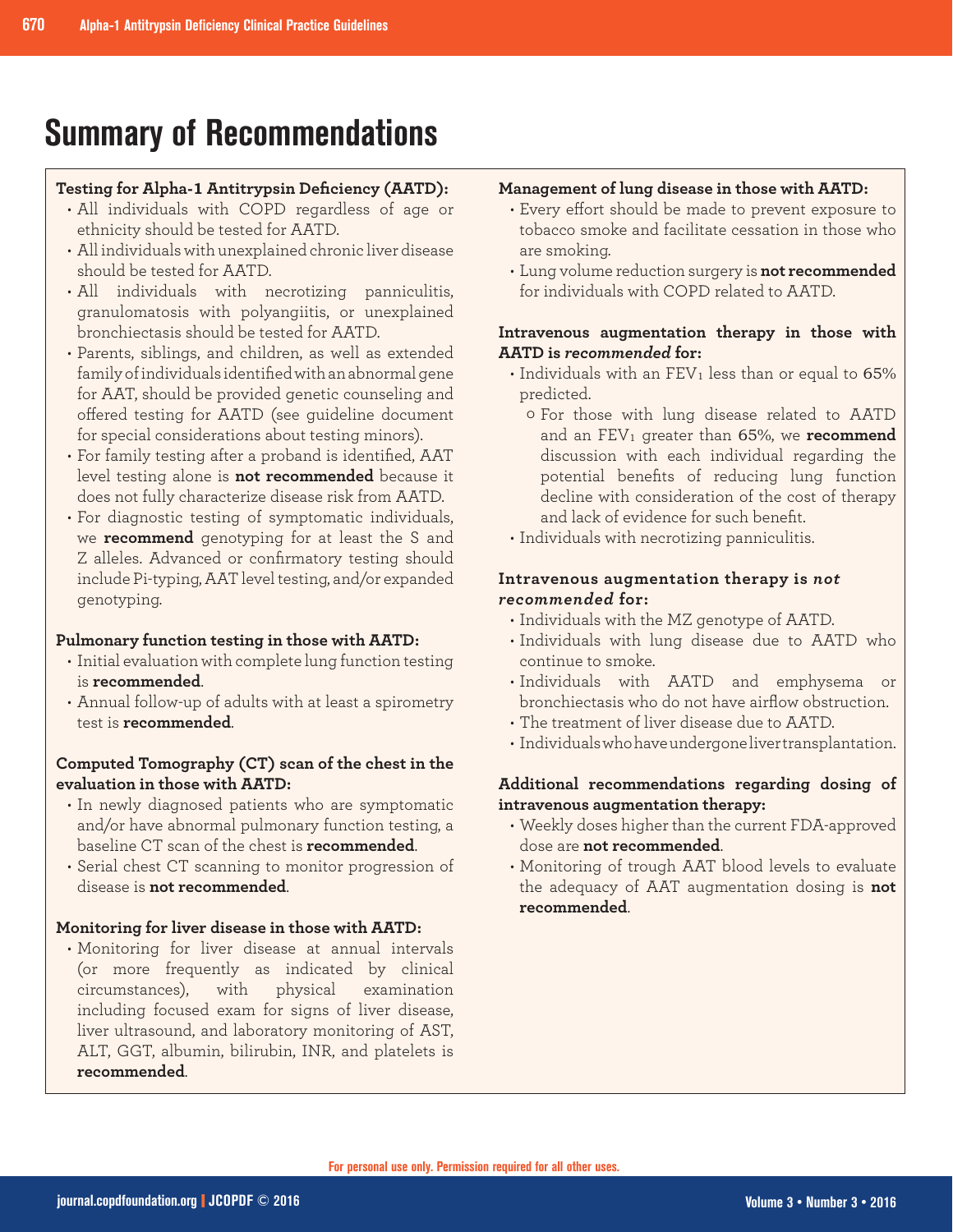# Summary of Recommendations

**Testing for Alpha-1 Antitrypsin Deficiency (AATD):**

- All individuals with COPD regardless of age or ethnicity should be tested for AATD.
- All individuals with unexplained chronic liver disease should be tested for AATD.
- All individuals with necrotizing panniculitis, granulomatosis with polyangiitis, or unexplained bronchiectasis should be tested for AATD.
- Parents, siblings, and children, as well as extended family of individuals identified with an abnormal gene for AAT, should be provided genetic counseling and offered testing for AATD (see guideline document for special considerations about testing minors).
- For family testing after a proband is identified, AAT level testing alone is **not recommended** because it does not fully characterize disease risk from AATD.
- For diagnostic testing of symptomatic individuals, we **recommend** genotyping for at least the S and Z alleles. Advanced or confirmatory testing should include Pi-typing, AAT level testing, and/or expanded genotyping.

**Pulmonary function testing in those with AATD:**

- Initial evaluation with complete lung function testing is **recommended**.
- Annual follow-up of adults with at least a spirometry test is **recommended**.

**Computed Tomography (CT) scan of the chest in the evaluation in those with AATD:**

- In newly diagnosed patients who are symptomatic and/or have abnormal pulmonary function testing, a baseline CT scan of the chest is **recommended**.
- Serial chest CT scanning to monitor progression of disease is **not recommended**.

**Monitoring for liver disease in those with AATD:**

- Monitoring for liver disease at annual intervals (or more frequently as indicated by clinical circumstances), with physical examination including focused exam for signs of liver disease, liver ultrasound, and laboratory monitoring of AST, ALT, GGT, albumin, bilirubin, INR, and platelets is **recommended**.

**Management of lung disease in those with AATD:**

- Every effort should be made to prevent exposure to tobacco smoke and facilitate cessation in those who are smoking.
- Lung volume reduction surgery is **not recommended** for individuals with COPD related to AATD.

**Intravenous augmentation therapy in those with AATD is *recommended* for:**

- Individuals with an $FEV_1$ less than or equal to 65% predicted.
  - For those with lung disease related to AATD and an $FEV_1$ greater than 65%, we **recommend** discussion with each individual regarding the potential benefits of reducing lung function decline with consideration of the cost of therapy and lack of evidence for such benefit.
- Individuals with necrotizing panniculitis.

**Intravenous augmentation therapy is *not recommended* for:**

- Individuals with the MZ genotype of AATD.
- Individuals with lung disease due to AATD who continue to smoke.
- Individuals with AATD and emphysema or bronchiectasis who do not have airflow obstruction.
- The treatment of liver disease due to AATD.
- Individuals who have undergone liver transplantation.

**Additional recommendations regarding dosing of intravenous augmentation therapy:**

- Weekly doses higher than the current FDA-approved dose are **not recommended**.
- Monitoring of trough AAT blood levels to evaluate the adequacy of AAT augmentation dosing is **not recommended**.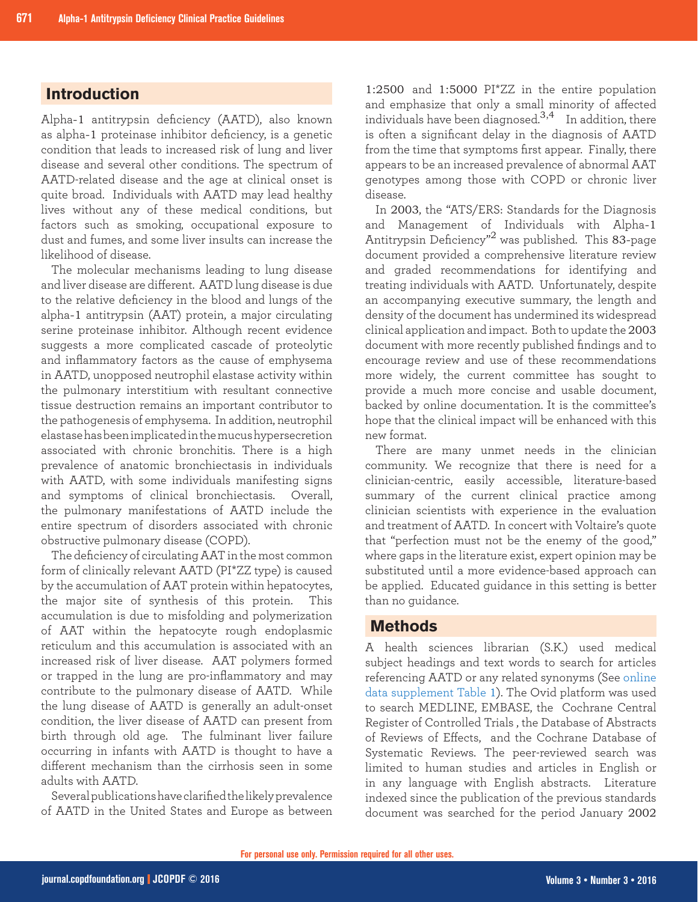## Introduction

Alpha-1 antitrypsin deficiency (AATD), also known as alpha-1 proteinase inhibitor deficiency, is a genetic condition that leads to increased risk of lung and liver disease and several other conditions. The spectrum of AATD-related disease and the age at clinical onset is quite broad. Individuals with AATD may lead healthy lives without any of these medical conditions, but factors such as smoking, occupational exposure to dust and fumes, and some liver insults can increase the likelihood of disease.

The molecular mechanisms leading to lung disease and liver disease are different. AATD lung disease is due to the relative deficiency in the blood and lungs of the alpha-1 antitrypsin (AAT) protein, a major circulating serine proteinase inhibitor. Although recent evidence suggests a more complicated cascade of proteolytic and inflammatory factors as the cause of emphysema in AATD, unopposed neutrophil elastase activity within the pulmonary interstitium with resultant connective tissue destruction remains an important contributor to the pathogenesis of emphysema. In addition, neutrophil elastase has been implicated in the mucus hypersecretion associated with chronic bronchitis. There is a high prevalence of anatomic bronchiectasis in individuals with AATD, with some individuals manifesting signs and symptoms of clinical bronchiectasis. Overall, the pulmonary manifestations of AATD include the entire spectrum of disorders associated with chronic obstructive pulmonary disease (COPD).

The deficiency of circulating AAT in the most common form of clinically relevant AATD (PI*ZZ type) is caused by the accumulation of AAT protein within hepatocytes, the major site of synthesis of this protein. This accumulation is due to misfolding and polymerization of AAT within the hepatocyte rough endoplasmic reticulum and this accumulation is associated with an increased risk of liver disease. AAT polymers formed or trapped in the lung are pro-inflammatory and may contribute to the pulmonary disease of AATD. While the lung disease of AATD is generally an adult-onset condition, the liver disease of AATD can present from birth through old age. The fulminant liver failure occurring in infants with AATD is thought to have a different mechanism than the cirrhosis seen in some adults with AATD.

Several publications have clarified the likely prevalence of AATD in the United States and Europe as between 1:2500 and 1:5000 PI*ZZ in the entire population and emphasize that only a small minority of affected individuals have been diagnosed.[3,4] In addition, there is often a significant delay in the diagnosis of AATD from the time that symptoms first appear. Finally, there appears to be an increased prevalence of abnormal AAT genotypes among those with COPD or chronic liver disease.

In 2003, the "ATS/ERS: Standards for the Diagnosis and Management of Individuals with Alpha-1 Antitrypsin Deficiency"[2] was published. This 83-page document provided a comprehensive literature review and graded recommendations for identifying and treating individuals with AATD. Unfortunately, despite an accompanying executive summary, the length and density of the document has undermined its widespread clinical application and impact. Both to update the 2003 document with more recently published findings and to encourage review and use of these recommendations more widely, the current committee has sought to provide a much more concise and usable document, backed by online documentation. It is the committee's hope that the clinical impact will be enhanced with this new format.

There are many unmet needs in the clinician community. We recognize that there is need for a clinician-centric, easily accessible, literature-based summary of the current clinical practice among clinician scientists with experience in the evaluation and treatment of AATD. In concert with Voltaire's quote that "perfection must not be the enemy of the good," where gaps in the literature exist, expert opinion may be substituted until a more evidence-based approach can be applied. Educated guidance in this setting is better than no guidance.

## Methods

A health sciences librarian (S.K.) used medical subject headings and text words to search for articles referencing AATD or any related synonyms (See online data supplement Table 1). The Ovid platform was used to search MEDLINE, EMBASE, the Cochrane Central Register of Controlled Trials , the Database of Abstracts of Reviews of Effects, and the Cochrane Database of Systematic Reviews. The peer-reviewed search was limited to human studies and articles in English or in any language with English abstracts. Literature indexed since the publication of the previous standards document was searched for the period January 2002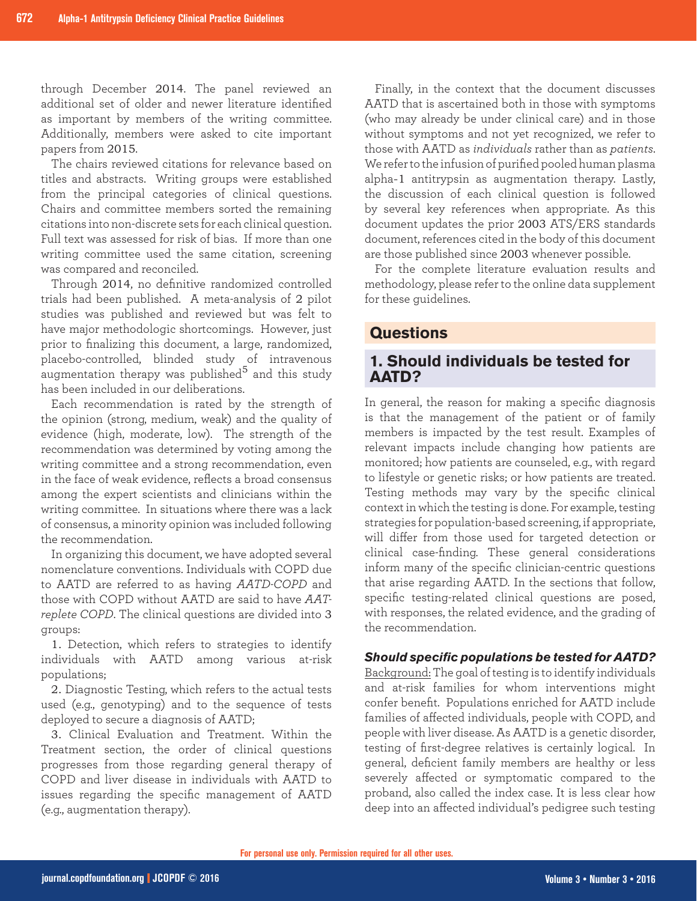through December 2014. The panel reviewed an additional set of older and newer literature identified as important by members of the writing committee. Additionally, members were asked to cite important papers from 2015.

The chairs reviewed citations for relevance based on titles and abstracts. Writing groups were established from the principal categories of clinical questions. Chairs and committee members sorted the remaining citations into non-discrete sets for each clinical question. Full text was assessed for risk of bias. If more than one writing committee used the same citation, screening was compared and reconciled.

Through 2014, no definitive randomized controlled trials had been published. A meta-analysis of 2 pilot studies was published and reviewed but was felt to have major methodologic shortcomings. However, just prior to finalizing this document, a large, randomized, placebo-controlled, blinded study of intravenous augmentation therapy was published[5] and this study has been included in our deliberations.

Each recommendation is rated by the strength of the opinion (strong, medium, weak) and the quality of evidence (high, moderate, low). The strength of the recommendation was determined by voting among the writing committee and a strong recommendation, even in the face of weak evidence, reflects a broad consensus among the expert scientists and clinicians within the writing committee. In situations where there was a lack of consensus, a minority opinion was included following the recommendation.

In organizing this document, we have adopted several nomenclature conventions. Individuals with COPD due to AATD are referred to as having *AATD-COPD* and those with COPD without AATD are said to have *AAT-replete COPD*. The clinical questions are divided into 3 groups:

1. Detection, which refers to strategies to identify individuals with AATD among various at-risk populations;
2. Diagnostic Testing, which refers to the actual tests used (e.g., genotyping) and to the sequence of tests deployed to secure a diagnosis of AATD;
3. Clinical Evaluation and Treatment. Within the Treatment section, the order of clinical questions progresses from those regarding general therapy of COPD and liver disease in individuals with AATD to issues regarding the specific management of AATD (e.g., augmentation therapy).

Finally, in the context that the document discusses AATD that is ascertained both in those with symptoms (who may already be under clinical care) and in those without symptoms and not yet recognized, we refer to those with AATD as *individuals* rather than as *patients*. We refer to the infusion of purified pooled human plasma alpha-1 antitrypsin as augmentation therapy. Lastly, the discussion of each clinical question is followed by several key references when appropriate. As this document updates the prior 2003 ATS/ERS standards document, references cited in the body of this document are those published since 2003 whenever possible.

For the complete literature evaluation results and methodology, please refer to the online data supplement for these guidelines.

## Questions

## 1. Should individuals be tested for AATD?

In general, the reason for making a specific diagnosis is that the management of the patient or of family members is impacted by the test result. Examples of relevant impacts include changing how patients are monitored; how patients are counseled, e.g., with regard to lifestyle or genetic risks; or how patients are treated. Testing methods may vary by the specific clinical context in which the testing is done. For example, testing strategies for population-based screening, if appropriate, will differ from those used for targeted detection or clinical case-finding. These general considerations inform many of the specific clinician-centric questions that arise regarding AATD. In the sections that follow, specific testing-related clinical questions are posed, with responses, the related evidence, and the grading of the recommendation.

### *Should specific populations be tested for AATD?*

Background: The goal of testing is to identify individuals and at-risk families for whom interventions might confer benefit. Populations enriched for AATD include families of affected individuals, people with COPD, and people with liver disease. As AATD is a genetic disorder, testing of first-degree relatives is certainly logical. In general, deficient family members are healthy or less severely affected or symptomatic compared to the proband, also called the index case. It is less clear how deep into an affected individual's pedigree such testing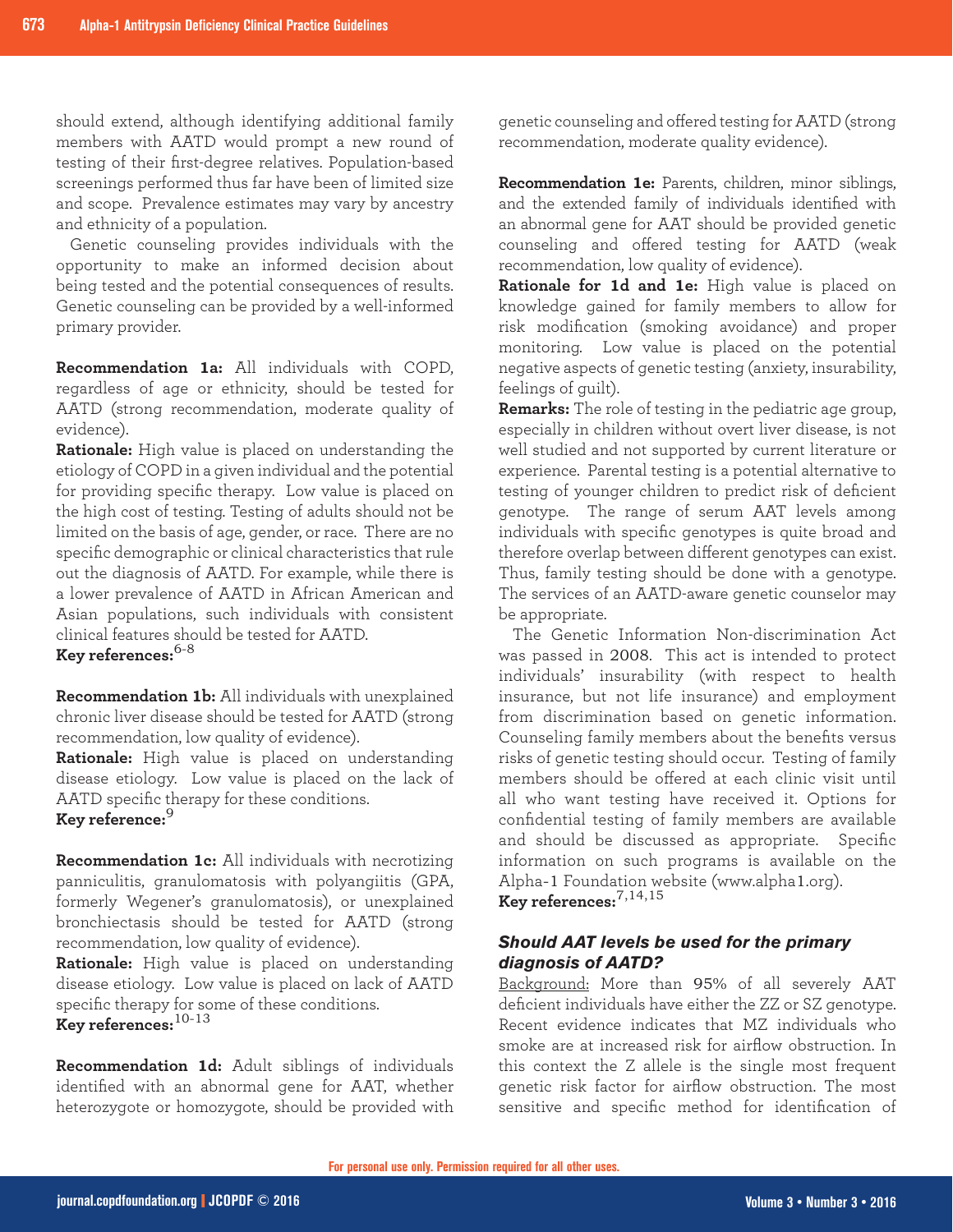should extend, although identifying additional family members with AATD would prompt a new round of testing of their first-degree relatives. Population-based screenings performed thus far have been of limited size and scope. Prevalence estimates may vary by ancestry and ethnicity of a population.

Genetic counseling provides individuals with the opportunity to make an informed decision about being tested and the potential consequences of results. Genetic counseling can be provided by a well-informed primary provider.

**Recommendation 1a:** All individuals with COPD, regardless of age or ethnicity, should be tested for AATD (strong recommendation, moderate quality of evidence).

**Rationale:** High value is placed on understanding the etiology of COPD in a given individual and the potential for providing specific therapy. Low value is placed on the high cost of testing. Testing of adults should not be limited on the basis of age, gender, or race. There are no specific demographic or clinical characteristics that rule out the diagnosis of AATD. For example, while there is a lower prevalence of AATD in African American and Asian populations, such individuals with consistent clinical features should be tested for AATD.

**Key references:**[6-8]

**Recommendation 1b:** All individuals with unexplained chronic liver disease should be tested for AATD (strong recommendation, low quality of evidence).

**Rationale:** High value is placed on understanding disease etiology. Low value is placed on the lack of AATD specific therapy for these conditions.

**Key reference:**[9]

**Recommendation 1c:** All individuals with necrotizing panniculitis, granulomatosis with polyangiitis (GPA, formerly Wegener's granulomatosis), or unexplained bronchiectasis should be tested for AATD (strong recommendation, low quality of evidence).

**Rationale:** High value is placed on understanding disease etiology. Low value is placed on lack of AATD specific therapy for some of these conditions.

**Key references:**[10-13]

**Recommendation 1d:** Adult siblings of individuals identified with an abnormal gene for AAT, whether heterozygote or homozygote, should be provided with genetic counseling and offered testing for AATD (strong recommendation, moderate quality evidence).

**Recommendation 1e:** Parents, children, minor siblings, and the extended family of individuals identified with an abnormal gene for AAT should be provided genetic counseling and offered testing for AATD (weak recommendation, low quality of evidence).

**Rationale for 1d and 1e:** High value is placed on knowledge gained for family members to allow for risk modification (smoking avoidance) and proper monitoring. Low value is placed on the potential negative aspects of genetic testing (anxiety, insurability, feelings of guilt).

**Remarks:** The role of testing in the pediatric age group, especially in children without overt liver disease, is not well studied and not supported by current literature or experience. Parental testing is a potential alternative to testing of younger children to predict risk of deficient genotype. The range of serum AAT levels among individuals with specific genotypes is quite broad and therefore overlap between different genotypes can exist. Thus, family testing should be done with a genotype. The services of an AATD-aware genetic counselor may be appropriate.

The Genetic Information Non-discrimination Act was passed in 2008. This act is intended to protect individuals' insurability (with respect to health insurance, but not life insurance) and employment from discrimination based on genetic information. Counseling family members about the benefits versus risks of genetic testing should occur. Testing of family members should be offered at each clinic visit until all who want testing have received it. Options for confidential testing of family members are available and should be discussed as appropriate. Specific information on such programs is available on the Alpha-1 Foundation website (www.alpha1.org).

**Key references:**[7,14,15]

### *Should AAT levels be used for the primary diagnosis of AATD?*

Background: More than 95% of all severely AAT deficient individuals have either the ZZ or SZ genotype. Recent evidence indicates that MZ individuals who smoke are at increased risk for airflow obstruction. In this context the Z allele is the single most frequent genetic risk factor for airflow obstruction. The most sensitive and specific method for identification of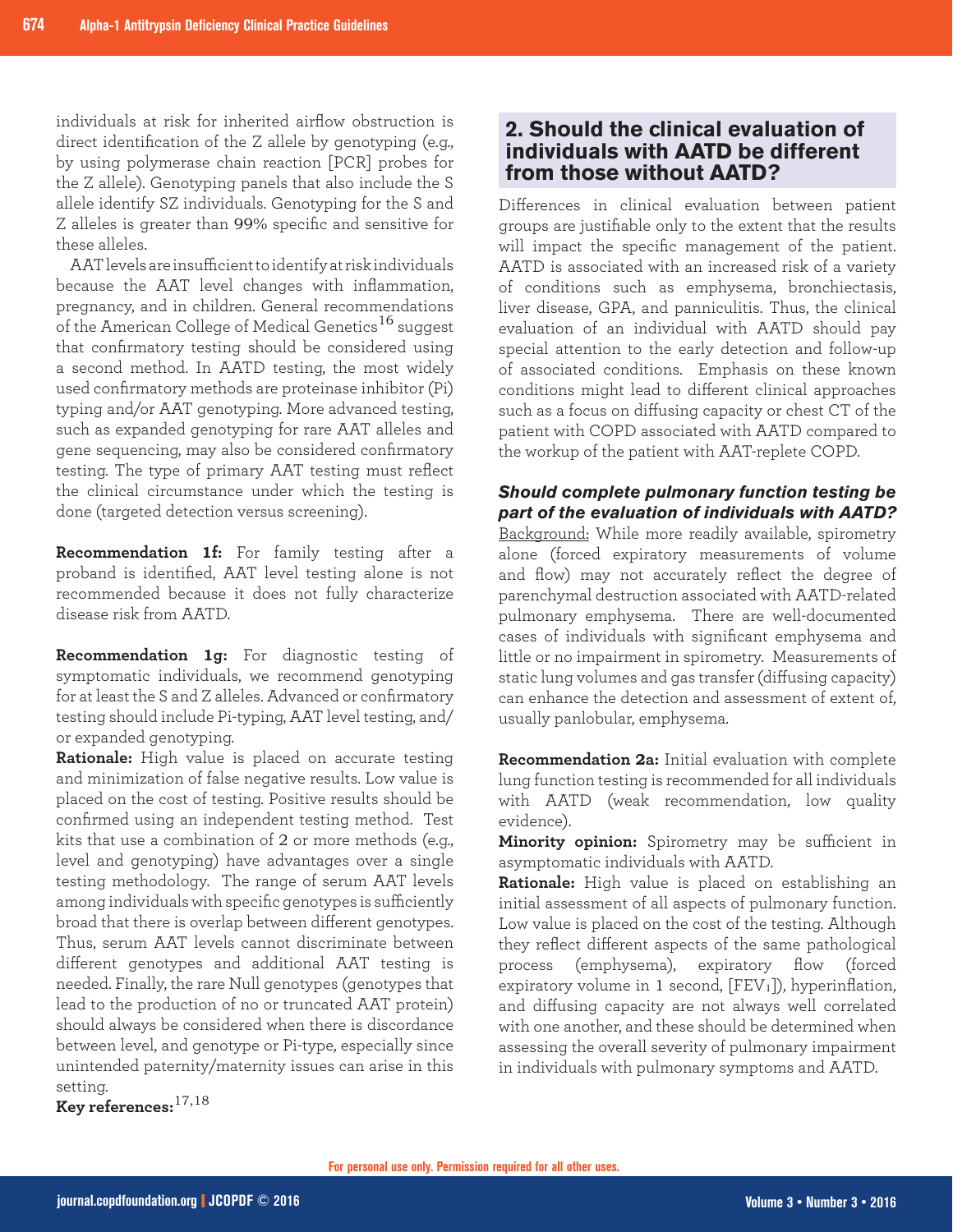individuals at risk for inherited airflow obstruction is direct identification of the Z allele by genotyping (e.g., by using polymerase chain reaction [PCR] probes for the Z allele). Genotyping panels that also include the S allele identify SZ individuals. Genotyping for the S and Z alleles is greater than 99% specific and sensitive for these alleles.

AAT levels are insufficient to identify at risk individuals because the AAT level changes with inflammation, pregnancy, and in children. General recommendations of the American College of Medical Genetics[16] suggest that confirmatory testing should be considered using a second method. In AATD testing, the most widely used confirmatory methods are proteinase inhibitor (Pi) typing and/or AAT genotyping. More advanced testing, such as expanded genotyping for rare AAT alleles and gene sequencing, may also be considered confirmatory testing. The type of primary AAT testing must reflect the clinical circumstance under which the testing is done (targeted detection versus screening).

**Recommendation 1f:** For family testing after a proband is identified, AAT level testing alone is not recommended because it does not fully characterize disease risk from AATD.

**Recommendation 1g:** For diagnostic testing of symptomatic individuals, we recommend genotyping for at least the S and Z alleles. Advanced or confirmatory testing should include Pi-typing, AAT level testing, and/or expanded genotyping.

**Rationale:** High value is placed on accurate testing and minimization of false negative results. Low value is placed on the cost of testing. Positive results should be confirmed using an independent testing method. Test kits that use a combination of 2 or more methods (e.g., level and genotyping) have advantages over a single testing methodology. The range of serum AAT levels among individuals with specific genotypes is sufficiently broad that there is overlap between different genotypes. Thus, serum AAT levels cannot discriminate between different genotypes and additional AAT testing is needed. Finally, the rare Null genotypes (genotypes that lead to the production of no or truncated AAT protein) should always be considered when there is discordance between level, and genotype or Pi-type, especially since unintended paternity/maternity issues can arise in this setting.

**Key references:**[17,18]

## 2. Should the clinical evaluation of individuals with AATD be different from those without AATD?

Differences in clinical evaluation between patient groups are justifiable only to the extent that the results will impact the specific management of the patient. AATD is associated with an increased risk of a variety of conditions such as emphysema, bronchiectasis, liver disease, GPA, and panniculitis. Thus, the clinical evaluation of an individual with AATD should pay special attention to the early detection and follow-up of associated conditions. Emphasis on these known conditions might lead to different clinical approaches such as a focus on diffusing capacity or chest CT of the patient with COPD associated with AATD compared to the workup of the patient with AAT-replete COPD.

### *Should complete pulmonary function testing be part of the evaluation of individuals with AATD?*

Background: While more readily available, spirometry alone (forced expiratory measurements of volume and flow) may not accurately reflect the degree of parenchymal destruction associated with AATD-related pulmonary emphysema. There are well-documented cases of individuals with significant emphysema and little or no impairment in spirometry. Measurements of static lung volumes and gas transfer (diffusing capacity) can enhance the detection and assessment of extent of, usually panlobular, emphysema.

**Recommendation 2a:** Initial evaluation with complete lung function testing is recommended for all individuals with AATD (weak recommendation, low quality evidence).

**Minority opinion:** Spirometry may be sufficient in asymptomatic individuals with AATD.

**Rationale:** High value is placed on establishing an initial assessment of all aspects of pulmonary function. Low value is placed on the cost of the testing. Although they reflect different aspects of the same pathological process (emphysema), expiratory flow (forced expiratory volume in 1 second, [$FEV_1$]), hyperinflation, and diffusing capacity are not always well correlated with one another, and these should be determined when assessing the overall severity of pulmonary impairment in individuals with pulmonary symptoms and AATD.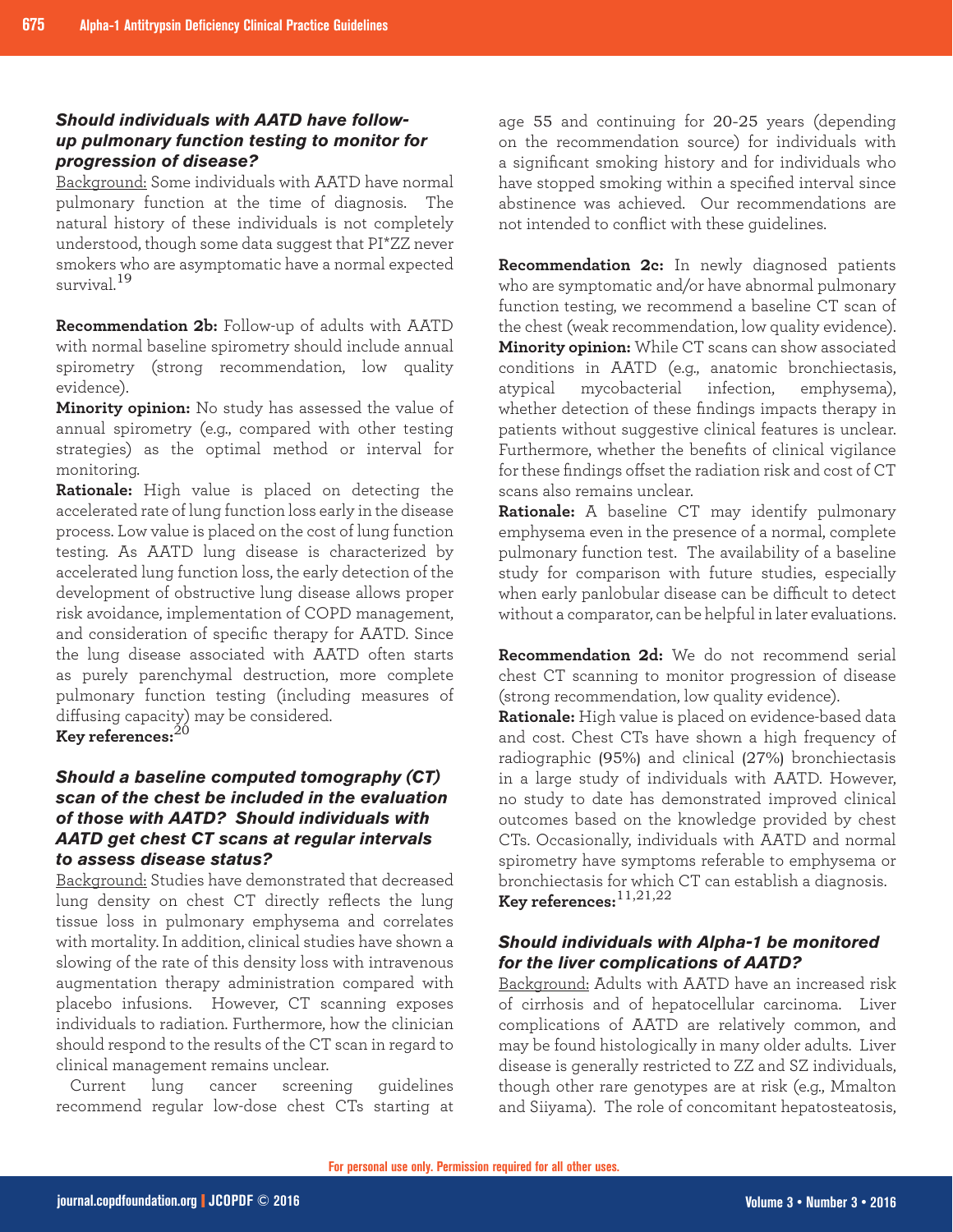### *Should individuals with AATD have follow-up pulmonary function testing to monitor for progression of disease?*

Background: Some individuals with AATD have normal pulmonary function at the time of diagnosis. The natural history of these individuals is not completely understood, though some data suggest that PI*ZZ never smokers who are asymptomatic have a normal expected survival.[19]

**Recommendation 2b:** Follow-up of adults with AATD with normal baseline spirometry should include annual spirometry (strong recommendation, low quality evidence).

**Minority opinion:** No study has assessed the value of annual spirometry (e.g., compared with other testing strategies) as the optimal method or interval for monitoring.

**Rationale:** High value is placed on detecting the accelerated rate of lung function loss early in the disease process. Low value is placed on the cost of lung function testing. As AATD lung disease is characterized by accelerated lung function loss, the early detection of the development of obstructive lung disease allows proper risk avoidance, implementation of COPD management, and consideration of specific therapy for AATD. Since the lung disease associated with AATD often starts as purely parenchymal destruction, more complete pulmonary function testing (including measures of diffusing capacity) may be considered.

**Key references:**[20]

### *Should a baseline computed tomography (CT) scan of the chest be included in the evaluation of those with AATD? Should individuals with AATD get chest CT scans at regular intervals to assess disease status?*

Background: Studies have demonstrated that decreased lung density on chest CT directly reflects the lung tissue loss in pulmonary emphysema and correlates with mortality. In addition, clinical studies have shown a slowing of the rate of this density loss with intravenous augmentation therapy administration compared with placebo infusions. However, CT scanning exposes individuals to radiation. Furthermore, how the clinician should respond to the results of the CT scan in regard to clinical management remains unclear.

Current lung cancer screening guidelines recommend regular low-dose chest CTs starting at age 55 and continuing for 20-25 years (depending on the recommendation source) for individuals with a significant smoking history and for individuals who have stopped smoking within a specified interval since abstinence was achieved. Our recommendations are not intended to conflict with these guidelines.

**Recommendation 2c:** In newly diagnosed patients who are symptomatic and/or have abnormal pulmonary function testing, we recommend a baseline CT scan of the chest (weak recommendation, low quality evidence).

**Minority opinion:** While CT scans can show associated conditions in AATD (e.g., anatomic bronchiectasis, atypical mycobacterial infection, emphysema), whether detection of these findings impacts therapy in patients without suggestive clinical features is unclear. Furthermore, whether the benefits of clinical vigilance for these findings offset the radiation risk and cost of CT scans also remains unclear.

**Rationale:** A baseline CT may identify pulmonary emphysema even in the presence of a normal, complete pulmonary function test. The availability of a baseline study for comparison with future studies, especially when early panlobular disease can be difficult to detect without a comparator, can be helpful in later evaluations.

**Recommendation 2d:** We do not recommend serial chest CT scanning to monitor progression of disease (strong recommendation, low quality evidence).

**Rationale:** High value is placed on evidence-based data and cost. Chest CTs have shown a high frequency of radiographic (95%) and clinical (27%) bronchiectasis in a large study of individuals with AATD. However, no study to date has demonstrated improved clinical outcomes based on the knowledge provided by chest CTs. Occasionally, individuals with AATD and normal spirometry have symptoms referable to emphysema or bronchiectasis for which CT can establish a diagnosis.

**Key references:**[11,21,22]

### *Should individuals with Alpha-1 be monitored for the liver complications of AATD?*

Background: Adults with AATD have an increased risk of cirrhosis and of hepatocellular carcinoma. Liver complications of AATD are relatively common, and may be found histologically in many older adults. Liver disease is generally restricted to ZZ and SZ individuals, though other rare genotypes are at risk (e.g., Mmalton and Siiyama). The role of concomitant hepatosteatosis,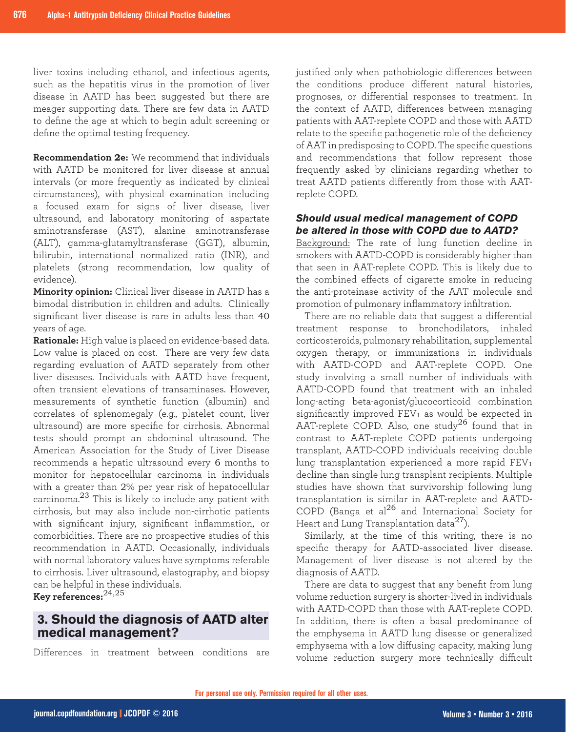liver toxins including ethanol, and infectious agents, such as the hepatitis virus in the promotion of liver disease in AATD has been suggested but there are meager supporting data. There are few data in AATD to define the age at which to begin adult screening or define the optimal testing frequency.

**Recommendation 2e:** We recommend that individuals with AATD be monitored for liver disease at annual intervals (or more frequently as indicated by clinical circumstances), with physical examination including a focused exam for signs of liver disease, liver ultrasound, and laboratory monitoring of aspartate aminotransferase (AST), alanine aminotransferase (ALT), gamma-glutamyltransferase (GGT), albumin, bilirubin, international normalized ratio (INR), and platelets (strong recommendation, low quality of evidence).

**Minority opinion:** Clinical liver disease in AATD has a bimodal distribution in children and adults. Clinically significant liver disease is rare in adults less than 40 years of age.

**Rationale:** High value is placed on evidence-based data. Low value is placed on cost. There are very few data regarding evaluation of AATD separately from other liver diseases. Individuals with AATD have frequent, often transient elevations of transaminases. However, measurements of synthetic function (albumin) and correlates of splenomegaly (e.g., platelet count, liver ultrasound) are more specific for cirrhosis. Abnormal tests should prompt an abdominal ultrasound. The American Association for the Study of Liver Disease recommends a hepatic ultrasound every 6 months to monitor for hepatocellular carcinoma in individuals with a greater than 2% per year risk of hepatocellular carcinoma.[23] This is likely to include any patient with cirrhosis, but may also include non-cirrhotic patients with significant injury, significant inflammation, or comorbidities. There are no prospective studies of this recommendation in AATD. Occasionally, individuals with normal laboratory values have symptoms referable to cirrhosis. Liver ultrasound, elastography, and biopsy can be helpful in these individuals.

**Key references:**[24,25]

## 3. Should the diagnosis of AATD alter medical management?

Differences in treatment between conditions are justified only when pathobiologic differences between the conditions produce different natural histories, prognoses, or differential responses to treatment. In the context of AATD, differences between managing patients with AAT-replete COPD and those with AATD relate to the specific pathogenetic role of the deficiency of AAT in predisposing to COPD. The specific questions and recommendations that follow represent those frequently asked by clinicians regarding whether to treat AATD patients differently from those with AAT-replete COPD.

### *Should usual medical management of COPD be altered in those with COPD due to AATD?*

Background: The rate of lung function decline in smokers with AATD-COPD is considerably higher than that seen in AAT-replete COPD. This is likely due to the combined effects of cigarette smoke in reducing the anti-proteinase activity of the AAT molecule and promotion of pulmonary inflammatory infiltration.

There are no reliable data that suggest a differential treatment response to bronchodilators, inhaled corticosteroids, pulmonary rehabilitation, supplemental oxygen therapy, or immunizations in individuals with AATD-COPD and AAT-replete COPD. One study involving a small number of individuals with AATD-COPD found that treatment with an inhaled long-acting beta-agonist/glucocorticoid combination significantly improved $FEV_1$ as would be expected in AAT-replete COPD. Also, one study[26] found that in contrast to AAT-replete COPD patients undergoing transplant, AATD-COPD individuals receiving double lung transplantation experienced a more rapid $FEV_1$ decline than single lung transplant recipients. Multiple studies have shown that survivorship following lung transplantation is similar in AAT-replete and AATD-COPD (Banga et al[26] and International Society for Heart and Lung Transplantation data[27]).

Similarly, at the time of this writing, there is no specific therapy for AATD-associated liver disease. Management of liver disease is not altered by the diagnosis of AATD.

There are data to suggest that any benefit from lung volume reduction surgery is shorter-lived in individuals with AATD-COPD than those with AAT-replete COPD. In addition, there is often a basal predominance of the emphysema in AATD lung disease or generalized emphysema with a low diffusing capacity, making lung volume reduction surgery more technically difficult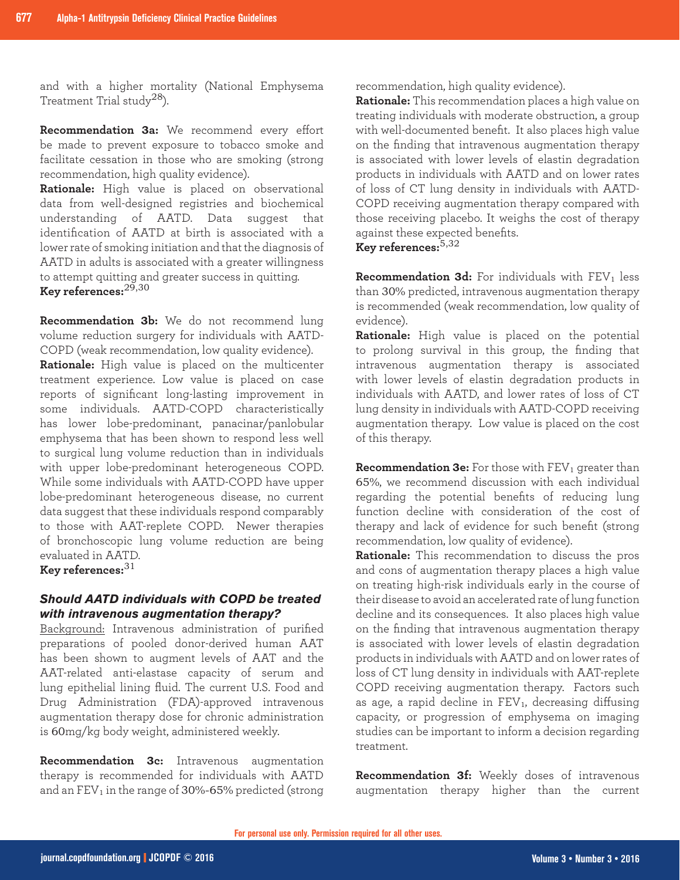and with a higher mortality (National Emphysema Treatment Trial study[28]).

**Recommendation 3a:** We recommend every effort be made to prevent exposure to tobacco smoke and facilitate cessation in those who are smoking (strong recommendation, high quality evidence).

**Rationale:** High value is placed on observational data from well-designed registries and biochemical understanding of AATD. Data suggest that identification of AATD at birth is associated with a lower rate of smoking initiation and that the diagnosis of AATD in adults is associated with a greater willingness to attempt quitting and greater success in quitting.

**Key references:**[29,30]

**Recommendation 3b:** We do not recommend lung volume reduction surgery for individuals with AATD-COPD (weak recommendation, low quality evidence).

**Rationale:** High value is placed on the multicenter treatment experience. Low value is placed on case reports of significant long-lasting improvement in some individuals. AATD-COPD characteristically has lower lobe-predominant, panacinar/panlobular emphysema that has been shown to respond less well to surgical lung volume reduction than in individuals with upper lobe-predominant heterogeneous COPD. While some individuals with AATD-COPD have upper lobe-predominant heterogeneous disease, no current data suggest that these individuals respond comparably to those with AAT-replete COPD. Newer therapies of bronchoscopic lung volume reduction are being evaluated in AATD.

**Key references:**[31]

### *Should AATD individuals with COPD be treated with intravenous augmentation therapy?*

Background: Intravenous administration of purified preparations of pooled donor-derived human AAT has been shown to augment levels of AAT and the AAT-related anti-elastase capacity of serum and lung epithelial lining fluid. The current U.S. Food and Drug Administration (FDA)-approved intravenous augmentation therapy dose for chronic administration is 60mg/kg body weight, administered weekly.

**Recommendation 3c:** Intravenous augmentation therapy is recommended for individuals with AATD and an $FEV_1$ in the range of 30%-65% predicted (strong recommendation, high quality evidence).

**Rationale:** This recommendation places a high value on treating individuals with moderate obstruction, a group with well-documented benefit. It also places high value on the finding that intravenous augmentation therapy is associated with lower levels of elastin degradation products in individuals with AATD and on lower rates of loss of CT lung density in individuals with AATD-COPD receiving augmentation therapy compared with those receiving placebo. It weighs the cost of therapy against these expected benefits.

**Key references:**[5,32]

**Recommendation 3d:** For individuals with $FEV_1$ less than 30% predicted, intravenous augmentation therapy is recommended (weak recommendation, low quality of evidence).

**Rationale:** High value is placed on the potential to prolong survival in this group, the finding that intravenous augmentation therapy is associated with lower levels of elastin degradation products in individuals with AATD, and lower rates of loss of CT lung density in individuals with AATD-COPD receiving augmentation therapy. Low value is placed on the cost of this therapy.

**Recommendation 3e:** For those with $FEV_1$ greater than 65%, we recommend discussion with each individual regarding the potential benefits of reducing lung function decline with consideration of the cost of therapy and lack of evidence for such benefit (strong recommendation, low quality of evidence).

**Rationale:** This recommendation to discuss the pros and cons of augmentation therapy places a high value on treating high-risk individuals early in the course of their disease to avoid an accelerated rate of lung function decline and its consequences. It also places high value on the finding that intravenous augmentation therapy is associated with lower levels of elastin degradation products in individuals with AATD and on lower rates of loss of CT lung density in individuals with AAT-replete COPD receiving augmentation therapy. Factors such as age, a rapid decline in $FEV_1$, decreasing diffusing capacity, or progression of emphysema on imaging studies can be important to inform a decision regarding treatment.

**Recommendation 3f:** Weekly doses of intravenous augmentation therapy higher than the current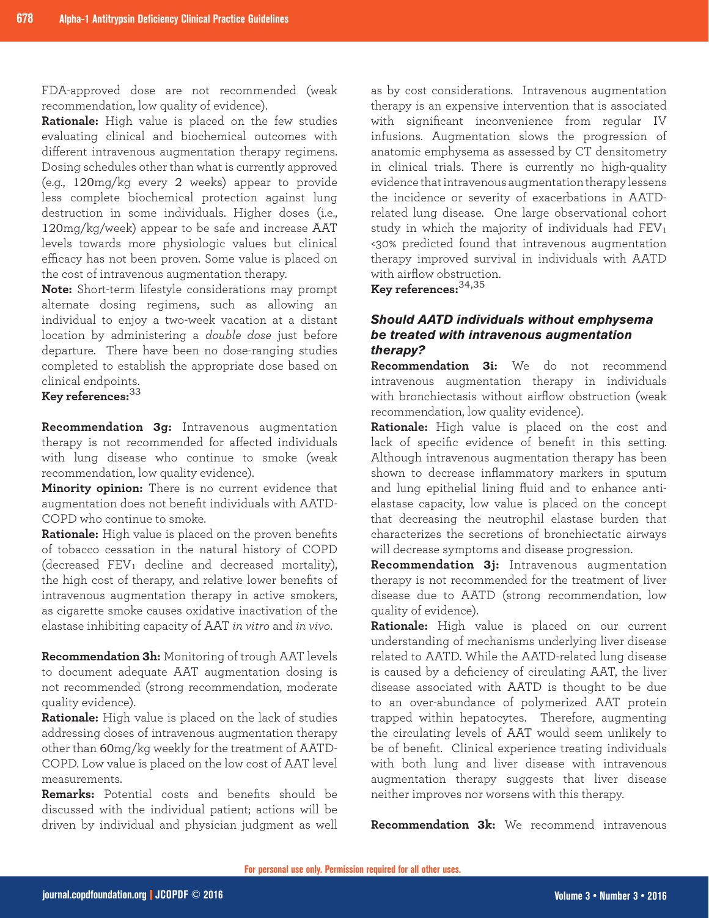FDA-approved dose are not recommended (weak recommendation, low quality of evidence).

**Rationale:** High value is placed on the few studies evaluating clinical and biochemical outcomes with different intravenous augmentation therapy regimens. Dosing schedules other than what is currently approved (e.g., 120mg/kg every 2 weeks) appear to provide less complete biochemical protection against lung destruction in some individuals. Higher doses (i.e., 120mg/kg/week) appear to be safe and increase AAT levels towards more physiologic values but clinical efficacy has not been proven. Some value is placed on the cost of intravenous augmentation therapy.

**Note:** Short-term lifestyle considerations may prompt alternate dosing regimens, such as allowing an individual to enjoy a two-week vacation at a distant location by administering a *double dose* just before departure. There have been no dose-ranging studies completed to establish the appropriate dose based on clinical endpoints.

**Key references:**[33]

**Recommendation 3g:** Intravenous augmentation therapy is not recommended for affected individuals with lung disease who continue to smoke (weak recommendation, low quality evidence).

**Minority opinion:** There is no current evidence that augmentation does not benefit individuals with AATD-COPD who continue to smoke.

**Rationale:** High value is placed on the proven benefits of tobacco cessation in the natural history of COPD (decreased $FEV_1$ decline and decreased mortality), the high cost of therapy, and relative lower benefits of intravenous augmentation therapy in active smokers, as cigarette smoke causes oxidative inactivation of the elastase inhibiting capacity of AAT *in vitro* and *in vivo*.

**Recommendation 3h:** Monitoring of trough AAT levels to document adequate AAT augmentation dosing is not recommended (strong recommendation, moderate quality evidence).

**Rationale:** High value is placed on the lack of studies addressing doses of intravenous augmentation therapy other than 60mg/kg weekly for the treatment of AATD-COPD. Low value is placed on the low cost of AAT level measurements.

**Remarks:** Potential costs and benefits should be discussed with the individual patient; actions will be driven by individual and physician judgment as well as by cost considerations. Intravenous augmentation therapy is an expensive intervention that is associated with significant inconvenience from regular IV infusions. Augmentation slows the progression of anatomic emphysema as assessed by CT densitometry in clinical trials. There is currently no high-quality evidence that intravenous augmentation therapy lessens the incidence or severity of exacerbations in AATD-related lung disease. One large observational cohort study in which the majority of individuals had $FEV_1$ <30% predicted found that intravenous augmentation therapy improved survival in individuals with AATD with airflow obstruction.

**Key references:**[34,35]

### *Should AATD individuals without emphysema be treated with intravenous augmentation therapy?*

**Recommendation 3i:** We do not recommend intravenous augmentation therapy in individuals with bronchiectasis without airflow obstruction (weak recommendation, low quality evidence).

**Rationale:** High value is placed on the cost and lack of specific evidence of benefit in this setting. Although intravenous augmentation therapy has been shown to decrease inflammatory markers in sputum and lung epithelial lining fluid and to enhance anti-elastase capacity, low value is placed on the concept that decreasing the neutrophil elastase burden that characterizes the secretions of bronchiectatic airways will decrease symptoms and disease progression.

**Recommendation 3j:** Intravenous augmentation therapy is not recommended for the treatment of liver disease due to AATD (strong recommendation, low quality of evidence).

**Rationale:** High value is placed on our current understanding of mechanisms underlying liver disease related to AATD. While the AATD-related lung disease is caused by a deficiency of circulating AAT, the liver disease associated with AATD is thought to be due to an over-abundance of polymerized AAT protein trapped within hepatocytes. Therefore, augmenting the circulating levels of AAT would seem unlikely to be of benefit. Clinical experience treating individuals with both lung and liver disease with intravenous augmentation therapy suggests that liver disease neither improves nor worsens with this therapy.

**Recommendation 3k:** We recommend intravenous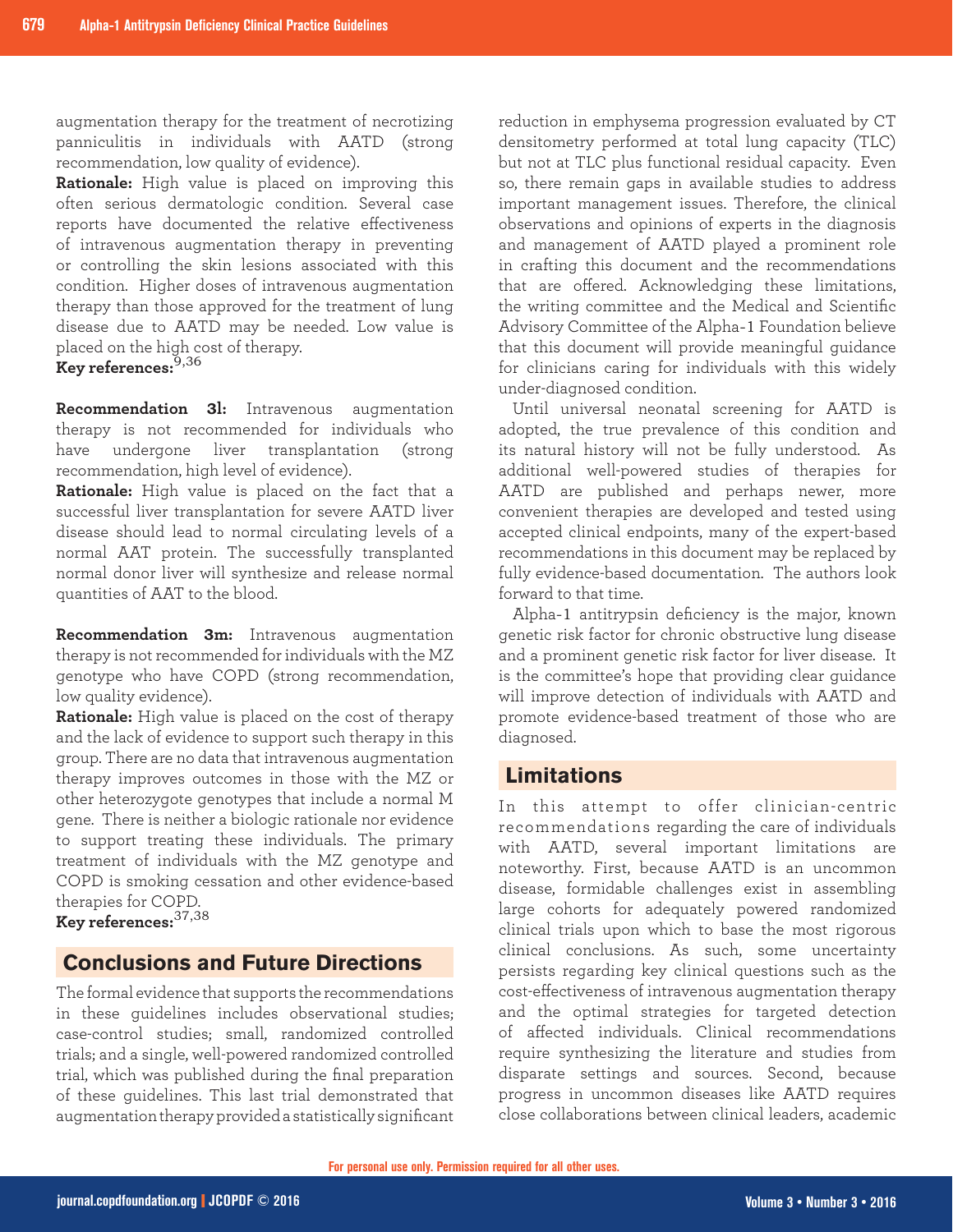augmentation therapy for the treatment of necrotizing panniculitis in individuals with AATD (strong recommendation, low quality of evidence).

**Rationale:** High value is placed on improving this often serious dermatologic condition. Several case reports have documented the relative effectiveness of intravenous augmentation therapy in preventing or controlling the skin lesions associated with this condition. Higher doses of intravenous augmentation therapy than those approved for the treatment of lung disease due to AATD may be needed. Low value is placed on the high cost of therapy.

**Key references:**[9,36]

**Recommendation 3l:** Intravenous augmentation therapy is not recommended for individuals who have undergone liver transplantation (strong recommendation, high level of evidence).

**Rationale:** High value is placed on the fact that a successful liver transplantation for severe AATD liver disease should lead to normal circulating levels of a normal AAT protein. The successfully transplanted normal donor liver will synthesize and release normal quantities of AAT to the blood.

**Recommendation 3m:** Intravenous augmentation therapy is not recommended for individuals with the MZ genotype who have COPD (strong recommendation, low quality evidence).

**Rationale:** High value is placed on the cost of therapy and the lack of evidence to support such therapy in this group. There are no data that intravenous augmentation therapy improves outcomes in those with the MZ or other heterozygote genotypes that include a normal M gene. There is neither a biologic rationale nor evidence to support treating these individuals. The primary treatment of individuals with the MZ genotype and COPD is smoking cessation and other evidence-based therapies for COPD.

**Key references:**[37,38]

## Conclusions and Future Directions

The formal evidence that supports the recommendations in these guidelines includes observational studies; case-control studies; small, randomized controlled trials; and a single, well-powered randomized controlled trial, which was published during the final preparation of these guidelines. This last trial demonstrated that augmentation therapy provided a statistically significant reduction in emphysema progression evaluated by CT densitometry performed at total lung capacity (TLC) but not at TLC plus functional residual capacity. Even so, there remain gaps in available studies to address important management issues. Therefore, the clinical observations and opinions of experts in the diagnosis and management of AATD played a prominent role in crafting this document and the recommendations that are offered. Acknowledging these limitations, the writing committee and the Medical and Scientific Advisory Committee of the Alpha-1 Foundation believe that this document will provide meaningful guidance for clinicians caring for individuals with this widely under-diagnosed condition.

Until universal neonatal screening for AATD is adopted, the true prevalence of this condition and its natural history will not be fully understood. As additional well-powered studies of therapies for AATD are published and perhaps newer, more convenient therapies are developed and tested using accepted clinical endpoints, many of the expert-based recommendations in this document may be replaced by fully evidence-based documentation. The authors look forward to that time.

Alpha-1 antitrypsin deficiency is the major, known genetic risk factor for chronic obstructive lung disease and a prominent genetic risk factor for liver disease. It is the committee's hope that providing clear guidance will improve detection of individuals with AATD and promote evidence-based treatment of those who are diagnosed.

## Limitations

In this attempt to offer clinician-centric recommendations regarding the care of individuals with AATD, several important limitations are noteworthy. First, because AATD is an uncommon disease, formidable challenges exist in assembling large cohorts for adequately powered randomized clinical trials upon which to base the most rigorous clinical conclusions. As such, some uncertainty persists regarding key clinical questions such as the cost-effectiveness of intravenous augmentation therapy and the optimal strategies for targeted detection of affected individuals. Clinical recommendations require synthesizing the literature and studies from disparate settings and sources. Second, because progress in uncommon diseases like AATD requires close collaborations between clinical leaders, academic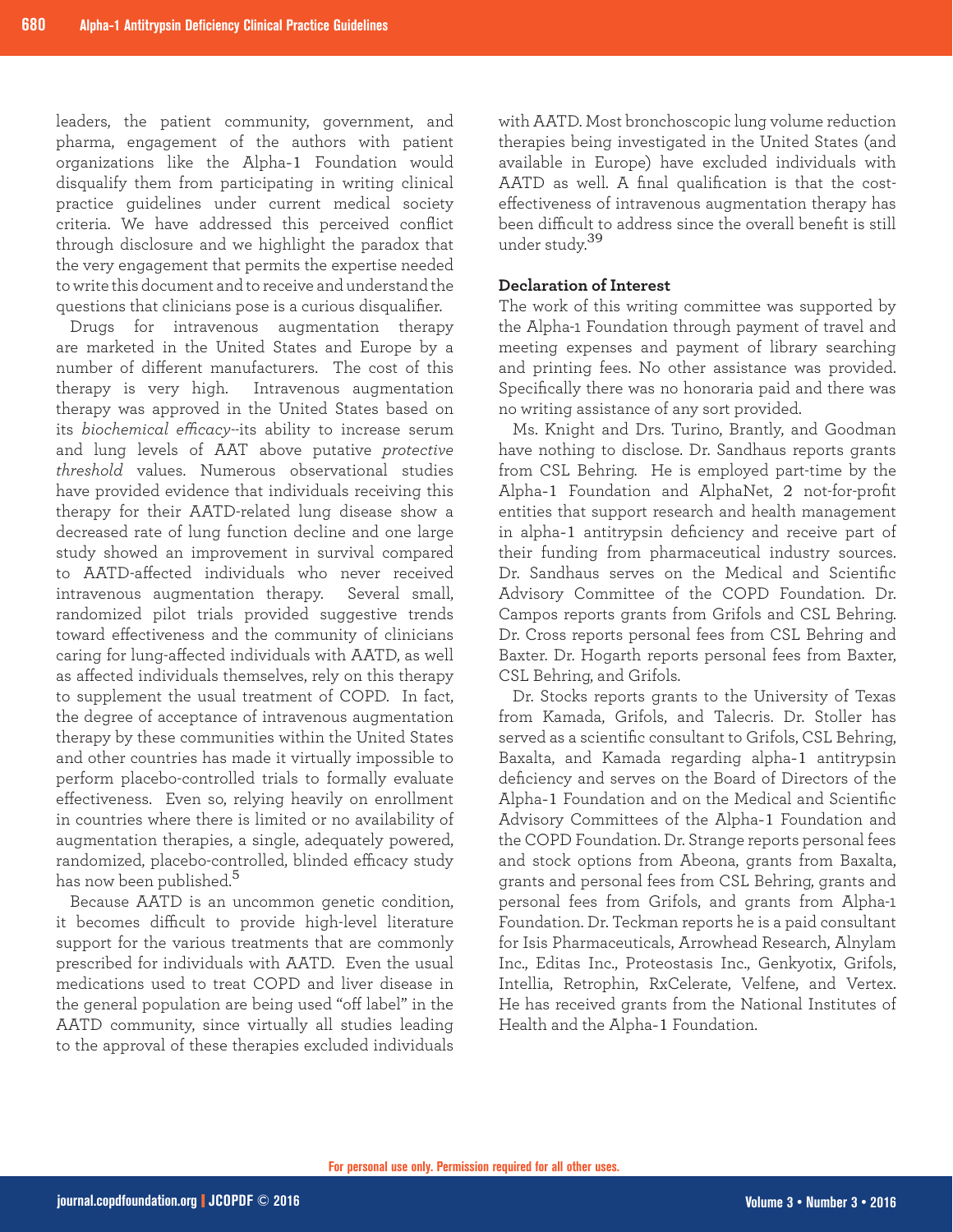leaders, the patient community, government, and pharma, engagement of the authors with patient organizations like the Alpha-1 Foundation would disqualify them from participating in writing clinical practice guidelines under current medical society criteria. We have addressed this perceived conflict through disclosure and we highlight the paradox that the very engagement that permits the expertise needed to write this document and to receive and understand the questions that clinicians pose is a curious disqualifier.

Drugs for intravenous augmentation therapy are marketed in the United States and Europe by a number of different manufacturers. The cost of this therapy is very high. Intravenous augmentation therapy was approved in the United States based on its *biochemical efficacy*--its ability to increase serum and lung levels of AAT above putative *protective threshold* values. Numerous observational studies have provided evidence that individuals receiving this therapy for their AATD-related lung disease show a decreased rate of lung function decline and one large study showed an improvement in survival compared to AATD-affected individuals who never received intravenous augmentation therapy. Several small, randomized pilot trials provided suggestive trends toward effectiveness and the community of clinicians caring for lung-affected individuals with AATD, as well as affected individuals themselves, rely on this therapy to supplement the usual treatment of COPD. In fact, the degree of acceptance of intravenous augmentation therapy by these communities within the United States and other countries has made it virtually impossible to perform placebo-controlled trials to formally evaluate effectiveness. Even so, relying heavily on enrollment in countries where there is limited or no availability of augmentation therapies, a single, adequately powered, randomized, placebo-controlled, blinded efficacy study has now been published.[5]

Because AATD is an uncommon genetic condition, it becomes difficult to provide high-level literature support for the various treatments that are commonly prescribed for individuals with AATD. Even the usual medications used to treat COPD and liver disease in the general population are being used "off label" in the AATD community, since virtually all studies leading to the approval of these therapies excluded individuals with AATD. Most bronchoscopic lung volume reduction therapies being investigated in the United States (and available in Europe) have excluded individuals with AATD as well. A final qualification is that the cost-effectiveness of intravenous augmentation therapy has been difficult to address since the overall benefit is still under study.[39]

**Declaration of Interest**

The work of this writing committee was supported by the Alpha-1 Foundation through payment of travel and meeting expenses and payment of library searching and printing fees. No other assistance was provided. Specifically there was no honoraria paid and there was no writing assistance of any sort provided.

Ms. Knight and Drs. Turino, Brantly, and Goodman have nothing to disclose. Dr. Sandhaus reports grants from CSL Behring. He is employed part-time by the Alpha-1 Foundation and AlphaNet, 2 not-for-profit entities that support research and health management in alpha-1 antitrypsin deficiency and receive part of their funding from pharmaceutical industry sources. Dr. Sandhaus serves on the Medical and Scientific Advisory Committee of the COPD Foundation. Dr. Campos reports grants from Grifols and CSL Behring. Dr. Cross reports personal fees from CSL Behring and Baxter. Dr. Hogarth reports personal fees from Baxter, CSL Behring, and Grifols.

Dr. Stocks reports grants to the University of Texas from Kamada, Grifols, and Talecris. Dr. Stoller has served as a scientific consultant to Grifols, CSL Behring, Baxalta, and Kamada regarding alpha-1 antitrypsin deficiency and serves on the Board of Directors of the Alpha-1 Foundation and on the Medical and Scientific Advisory Committees of the Alpha-1 Foundation and the COPD Foundation. Dr. Strange reports personal fees and stock options from Abeona, grants from Baxalta, grants and personal fees from CSL Behring, grants and personal fees from Grifols, and grants from Alpha-1 Foundation. Dr. Teckman reports he is a paid consultant for Isis Pharmaceuticals, Arrowhead Research, Alnylam Inc., Editas Inc., Proteostasis Inc., Genkyotix, Grifols, Intellia, Retrophin, RxCelerate, Velfene, and Vertex. He has received grants from the National Institutes of Health and the Alpha-1 Foundation.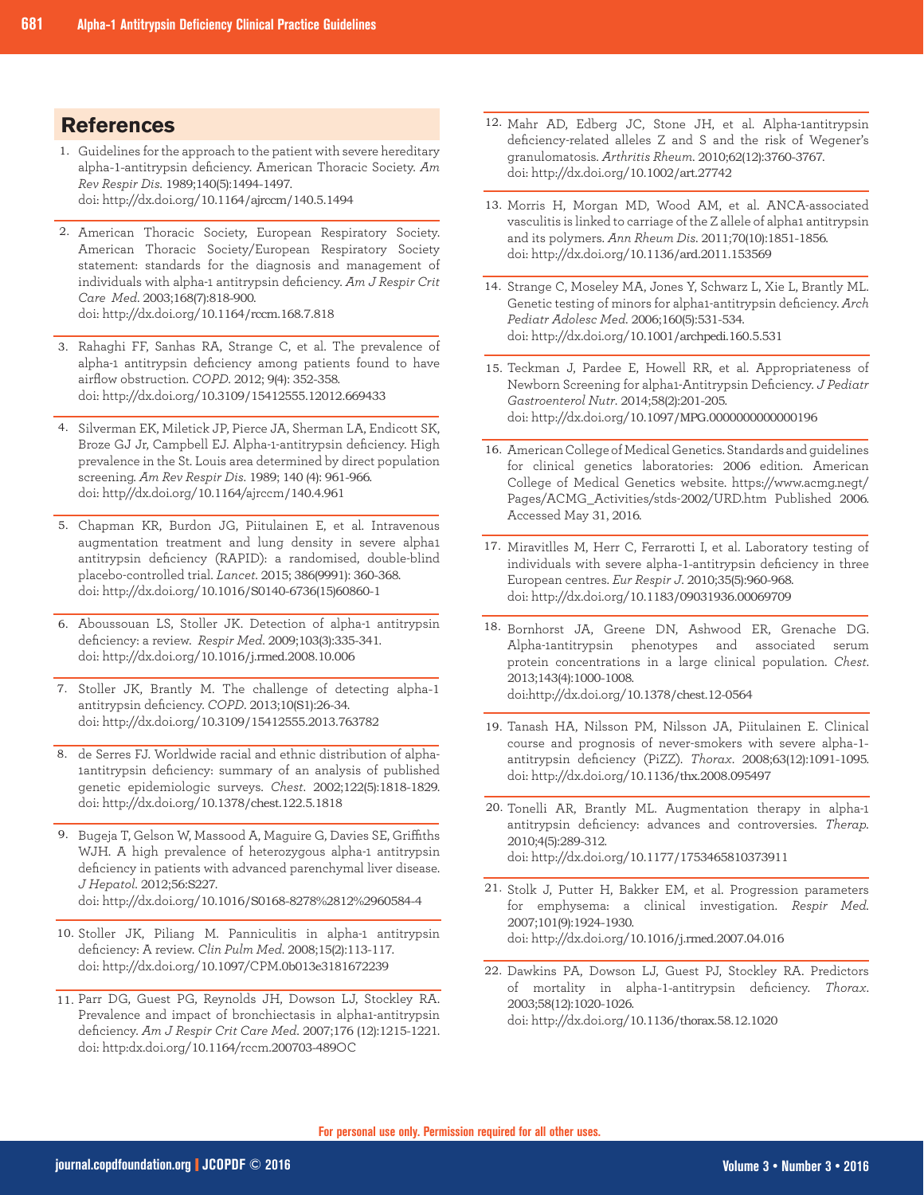## References

1. Guidelines for the approach to the patient with severe hereditary alpha-1-antitrypsin deficiency. American Thoracic Society. *Am Rev Respir Dis.* 1989;140(5):1494-1497. doi: http://dx.doi.org/10.1164/ajrccm/140.5.1494

2. American Thoracic Society, European Respiratory Society. American Thoracic Society/European Respiratory Society statement: standards for the diagnosis and management of individuals with alpha-1 antitrypsin deficiency. *Am J Respir Crit Care Med.* 2003;168(7):818-900. doi: http://dx.doi.org/10.1164/rccm.168.7.818

3. Rahaghi FF, Sanhas RA, Strange C, et al. The prevalence of alpha-1 antitrypsin deficiency among patients found to have airflow obstruction. *COPD.* 2012; 9(4): 352-358. doi: http://dx.doi.org/10.3109/15412555.12012.669433

4. Silverman EK, Miletick JP, Pierce JA, Sherman LA, Endicott SK, Broze GJ Jr, Campbell EJ. Alpha-1-antitrypsin deficiency. High prevalence in the St. Louis area determined by direct population screening. *Am Rev Respir Dis.* 1989; 140 (4): 961-966. doi: http//dx.doi.org/10.1164/ajrccm/140.4.961

5. Chapman KR, Burdon JG, Piitulainen E, et al. Intravenous augmentation treatment and lung density in severe alpha1 antitrypsin deficiency (RAPID): a randomised, double-blind placebo-controlled trial. *Lancet.* 2015; 386(9991): 360-368. doi: http://dx.doi.org/10.1016/S0140-6736(15)60860-1

6. Aboussouan LS, Stoller JK. Detection of alpha-1 antitrypsin deficiency: a review. *Respir Med.* 2009;103(3):335-341. doi: http://dx.doi.org/10.1016/j.rmed.2008.10.006

7. Stoller JK, Brantly M. The challenge of detecting alpha-1 antitrypsin deficiency. *COPD.* 2013;10(S1):26-34. doi: http://dx.doi.org/10.3109/15412555.2013.763782

8. de Serres FJ. Worldwide racial and ethnic distribution of alpha-1antitrypsin deficiency: summary of an analysis of published genetic epidemiologic surveys. *Chest.* 2002;122(5):1818-1829. doi: http://dx.doi.org/10.1378/chest.122.5.1818

9. Bugeja T, Gelson W, Massood A, Maguire G, Davies SE, Griffiths WJH. A high prevalence of heterozygous alpha-1 antitrypsin deficiency in patients with advanced parenchymal liver disease. *J Hepatol.* 2012;56:S227. doi: http://dx.doi.org/10.1016/S0168-8278%2812%2960584-4

10. Stoller JK, Piliang M. Panniculitis in alpha-1 antitrypsin deficiency: A review. *Clin Pulm Med.* 2008;15(2):113-117. doi: http://dx.doi.org/10.1097/CPM.0b013e3181672239

11. Parr DG, Guest PG, Reynolds JH, Dowson LJ, Stockley RA. Prevalence and impact of bronchiectasis in alpha1-antitrypsin deficiency. *Am J Respir Crit Care Med.* 2007;176 (12):1215-1221. doi: http:dx.doi.org/10.1164/rccm.200703-489OC

12. Mahr AD, Edberg JC, Stone JH, et al. Alpha-1antitrypsin deficiency-related alleles Z and S and the risk of Wegener's granulomatosis. *Arthritis Rheum.* 2010;62(12):3760-3767. doi: http://dx.doi.org/10.1002/art.27742

13. Morris H, Morgan MD, Wood AM, et al. ANCA-associated vasculitis is linked to carriage of the Z allele of alpha1 antitrypsin and its polymers. *Ann Rheum Dis.* 2011;70(10):1851-1856. doi: http://dx.doi.org/10.1136/ard.2011.153569

14. Strange C, Moseley MA, Jones Y, Schwarz L, Xie L, Brantly ML. Genetic testing of minors for alpha1-antitrypsin deficiency. *Arch Pediatr Adolesc Med.* 2006;160(5):531-534. doi: http://dx.doi.org/10.1001/archpedi.160.5.531

15. Teckman J, Pardee E, Howell RR, et al. Appropriateness of Newborn Screening for alpha1-Antitrypsin Deficiency. *J Pediatr Gastroenterol Nutr.* 2014;58(2):201-205. doi: http://dx.doi.org/10.1097/MPG.0000000000000196

16. American College of Medical Genetics. Standards and guidelines for clinical genetics laboratories: 2006 edition. American College of Medical Genetics website. https://www.acmg.negt/Pages/ACMG_Activities/stds-2002/URD.htm Published 2006. Accessed May 31, 2016.

17. Miravitlles M, Herr C, Ferrarotti I, et al. Laboratory testing of individuals with severe alpha-1-antitrypsin deficiency in three European centres. *Eur Respir J.* 2010;35(5):960-968. doi: http://dx.doi.org/10.1183/09031936.00069709

18. Bornhorst JA, Greene DN, Ashwood ER, Grenache DG. Alpha-1antitrypsin phenotypes and associated serum protein concentrations in a large clinical population. *Chest.* 2013;143(4):1000-1008. doi:http://dx.doi.org/10.1378/chest.12-0564

19. Tanash HA, Nilsson PM, Nilsson JA, Piitulainen E. Clinical course and prognosis of never-smokers with severe alpha-1-antitrypsin deficiency (PiZZ). *Thorax.* 2008;63(12):1091-1095. doi: http://dx.doi.org/10.1136/thx.2008.095497

20. Tonelli AR, Brantly ML. Augmentation therapy in alpha-1 antitrypsin deficiency: advances and controversies. *Therap.* 2010;4(5):289-312. doi: http://dx.doi.org/10.1177/1753465810373911

21. Stolk J, Putter H, Bakker EM, et al. Progression parameters for emphysema: a clinical investigation. *Respir Med.* 2007;101(9):1924-1930. doi: http://dx.doi.org/10.1016/j.rmed.2007.04.016

22. Dawkins PA, Dowson LJ, Guest PJ, Stockley RA. Predictors of mortality in alpha-1-antitrypsin deficiency. *Thorax.* 2003;58(12):1020-1026. doi: http://dx.doi.org/10.1136/thorax.58.12.1020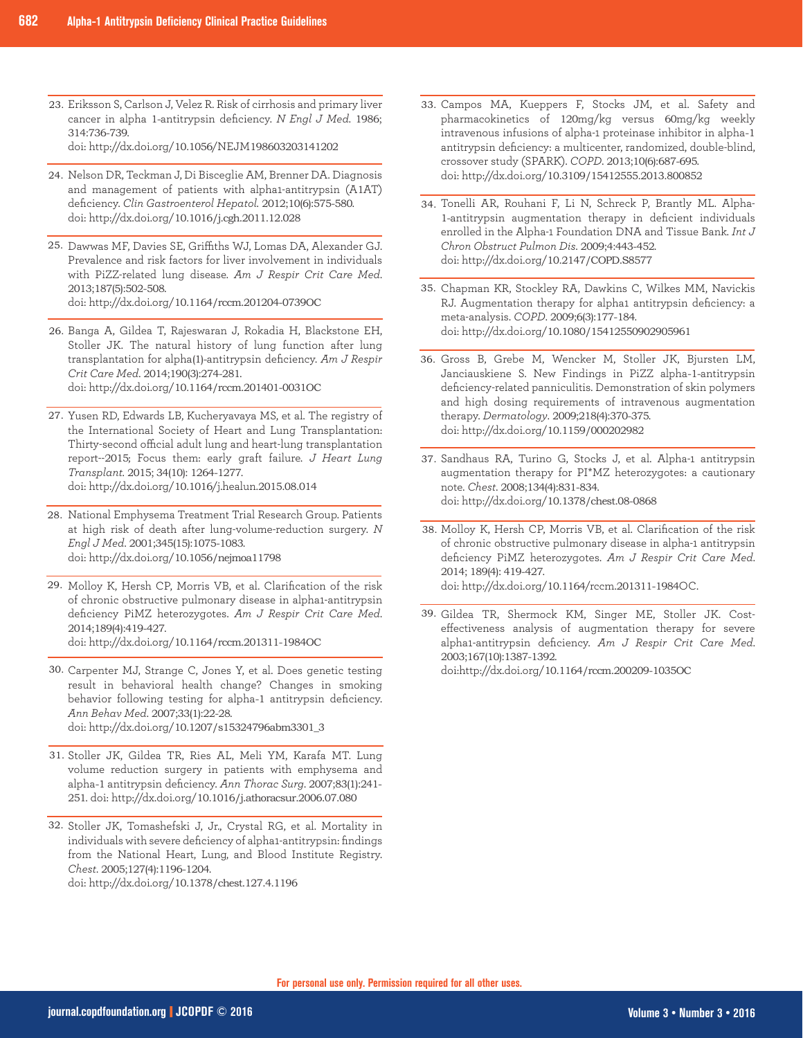23. Eriksson S, Carlson J, Velez R. Risk of cirrhosis and primary liver cancer in alpha 1-antitrypsin deficiency. *N Engl J Med*. 1986; 314:736-739.
doi: http://dx.doi.org/10.1056/NEJM198603203141202

24. Nelson DR, Teckman J, Di Bisceglie AM, Brenner DA. Diagnosis and management of patients with alpha1-antitrypsin (A1AT) deficiency. *Clin Gastroenterol Hepatol*. 2012;10(6):575-580.
doi: http://dx.doi.org/10.1016/j.cgh.2011.12.028

25. Dawwas MF, Davies SE, Griffiths WJ, Lomas DA, Alexander GJ. Prevalence and risk factors for liver involvement in individuals with PiZZ-related lung disease. *Am J Respir Crit Care Med*. 2013;187(5):502-508.
doi: http://dx.doi.org/10.1164/rccm.201204-0739OC

26. Banga A, Gildea T, Rajeswaran J, Rokadia H, Blackstone EH, Stoller JK. The natural history of lung function after lung transplantation for alpha(1)-antitrypsin deficiency. *Am J Respir Crit Care Med*. 2014;190(3):274-281.
doi: http://dx.doi.org/10.1164/rccm.201401-0031OC

27. Yusen RD, Edwards LB, Kucheryavaya MS, et al. The registry of the International Society of Heart and Lung Transplantation: Thirty-second official adult lung and heart-lung transplantation report--2015; Focus them: early graft failure. *J Heart Lung Transplant*. 2015; 34(10): 1264-1277.
doi: http://dx.doi.org/10.1016/j.healun.2015.08.014

28. National Emphysema Treatment Trial Research Group. Patients at high risk of death after lung-volume-reduction surgery. *N Engl J Med*. 2001;345(15):1075-1083.
doi: http://dx.doi.org/10.1056/nejmoa11798

29. Molloy K, Hersh CP, Morris VB, et al. Clarification of the risk of chronic obstructive pulmonary disease in alpha1-antitrypsin deficiency PiMZ heterozygotes. *Am J Respir Crit Care Med*. 2014;189(4):419-427.
doi: http://dx.doi.org/10.1164/rccm.201311-1984OC

30. Carpenter MJ, Strange C, Jones Y, et al. Does genetic testing result in behavioral health change? Changes in smoking behavior following testing for alpha-1 antitrypsin deficiency. *Ann Behav Med*. 2007;33(1):22-28.
doi: http://dx.doi.org/10.1207/s15324796abm3301_3

31. Stoller JK, Gildea TR, Ries AL, Meli YM, Karafa MT. Lung volume reduction surgery in patients with emphysema and alpha-1 antitrypsin deficiency. *Ann Thorac Surg*. 2007;83(1):241-251. doi: http://dx.doi.org/10.1016/j.athoracsur.2006.07.080

32. Stoller JK, Tomashefski J, Jr., Crystal RG, et al. Mortality in individuals with severe deficiency of alpha1-antitrypsin: findings from the National Heart, Lung, and Blood Institute Registry. *Chest*. 2005;127(4):1196-1204.
doi: http://dx.doi.org/10.1378/chest.127.4.1196

33. Campos MA, Kueppers F, Stocks JM, et al. Safety and pharmacokinetics of 120mg/kg versus 60mg/kg weekly intravenous infusions of alpha-1 proteinase inhibitor in alpha-1 antitrypsin deficiency: a multicenter, randomized, double-blind, crossover study (SPARK). *COPD*. 2013;10(6):687-695.
doi: http://dx.doi.org/10.3109/15412555.2013.800852

34. Tonelli AR, Rouhani F, Li N, Schreck P, Brantly ML. Alpha-1-antitrypsin augmentation therapy in deficient individuals enrolled in the Alpha-1 Foundation DNA and Tissue Bank. *Int J Chron Obstruct Pulmon Dis*. 2009;4:443-452.
doi: http://dx.doi.org/10.2147/COPD.S8577

35. Chapman KR, Stockley RA, Dawkins C, Wilkes MM, Navickis RJ. Augmentation therapy for alpha1 antitrypsin deficiency: a meta-analysis. *COPD*. 2009;6(3):177-184.
doi: http://dx.doi.org/10.1080/15412550902905961

36. Gross B, Grebe M, Wencker M, Stoller JK, Bjursten LM, Janciauskiene S. New Findings in PiZZ alpha-1-antitrypsin deficiency-related panniculitis. Demonstration of skin polymers and high dosing requirements of intravenous augmentation therapy. *Dermatology*. 2009;218(4):370-375.
doi: http://dx.doi.org/10.1159/000202982

37. Sandhaus RA, Turino G, Stocks J, et al. Alpha-1 antitrypsin augmentation therapy for PI*MZ heterozygotes: a cautionary note. *Chest*. 2008;134(4):831-834.
doi: http://dx.doi.org/10.1378/chest.08-0868

38. Molloy K, Hersh CP, Morris VB, et al. Clarification of the risk of chronic obstructive pulmonary disease in alpha-1 antitrypsin deficiency PiMZ heterozygotes. *Am J Respir Crit Care Med*. 2014; 189(4): 419-427.
doi: http://dx.doi.org/10.1164/rccm.201311-1984OC.

39. Gildea TR, Shermock KM, Singer ME, Stoller JK. Cost-effectiveness analysis of augmentation therapy for severe alpha1-antitrypsin deficiency. *Am J Respir Crit Care Med*. 2003;167(10):1387-1392.
doi:http://dx.doi.org/10.1164/rccm.200209-1035OC